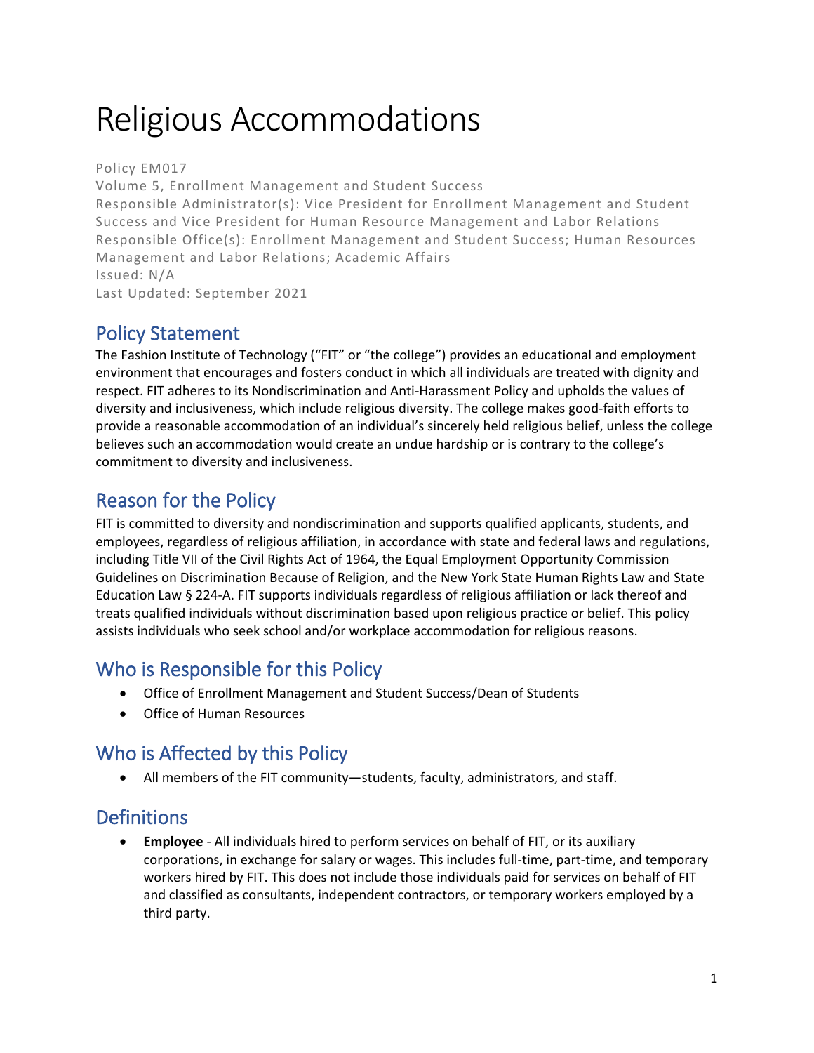# Religious Accommodations

Policy EM017
Volume 5, Enrollment Management and Student Success
Responsible Administrator(s): Vice President for Enrollment Management and Student Success and Vice President for Human Resource Management and Labor Relations
Responsible Office(s): Enrollment Management and Student Success; Human Resources Management and Labor Relations; Academic Affairs
Issued: N/A
Last Updated: September 2021

## Policy Statement

The Fashion Institute of Technology ("FIT" or "the college") provides an educational and employment environment that encourages and fosters conduct in which all individuals are treated with dignity and respect. FIT adheres to its Nondiscrimination and Anti-Harassment Policy and upholds the values of diversity and inclusiveness, which include religious diversity. The college makes good-faith efforts to provide a reasonable accommodation of an individual's sincerely held religious belief, unless the college believes such an accommodation would create an undue hardship or is contrary to the college's commitment to diversity and inclusiveness.

## Reason for the Policy

FIT is committed to diversity and nondiscrimination and supports qualified applicants, students, and employees, regardless of religious affiliation, in accordance with state and federal laws and regulations, including Title VII of the Civil Rights Act of 1964, the Equal Employment Opportunity Commission Guidelines on Discrimination Because of Religion, and the New York State Human Rights Law and State Education Law § 224-A. FIT supports individuals regardless of religious affiliation or lack thereof and treats qualified individuals without discrimination based upon religious practice or belief. This policy assists individuals who seek school and/or workplace accommodation for religious reasons.

## Who is Responsible for this Policy

- Office of Enrollment Management and Student Success/Dean of Students
- Office of Human Resources

## Who is Affected by this Policy

- All members of the FIT community—students, faculty, administrators, and staff.

## Definitions

- **Employee** - All individuals hired to perform services on behalf of FIT, or its auxiliary corporations, in exchange for salary or wages. This includes full-time, part-time, and temporary workers hired by FIT. This does not include those individuals paid for services on behalf of FIT and classified as consultants, independent contractors, or temporary workers employed by a third party.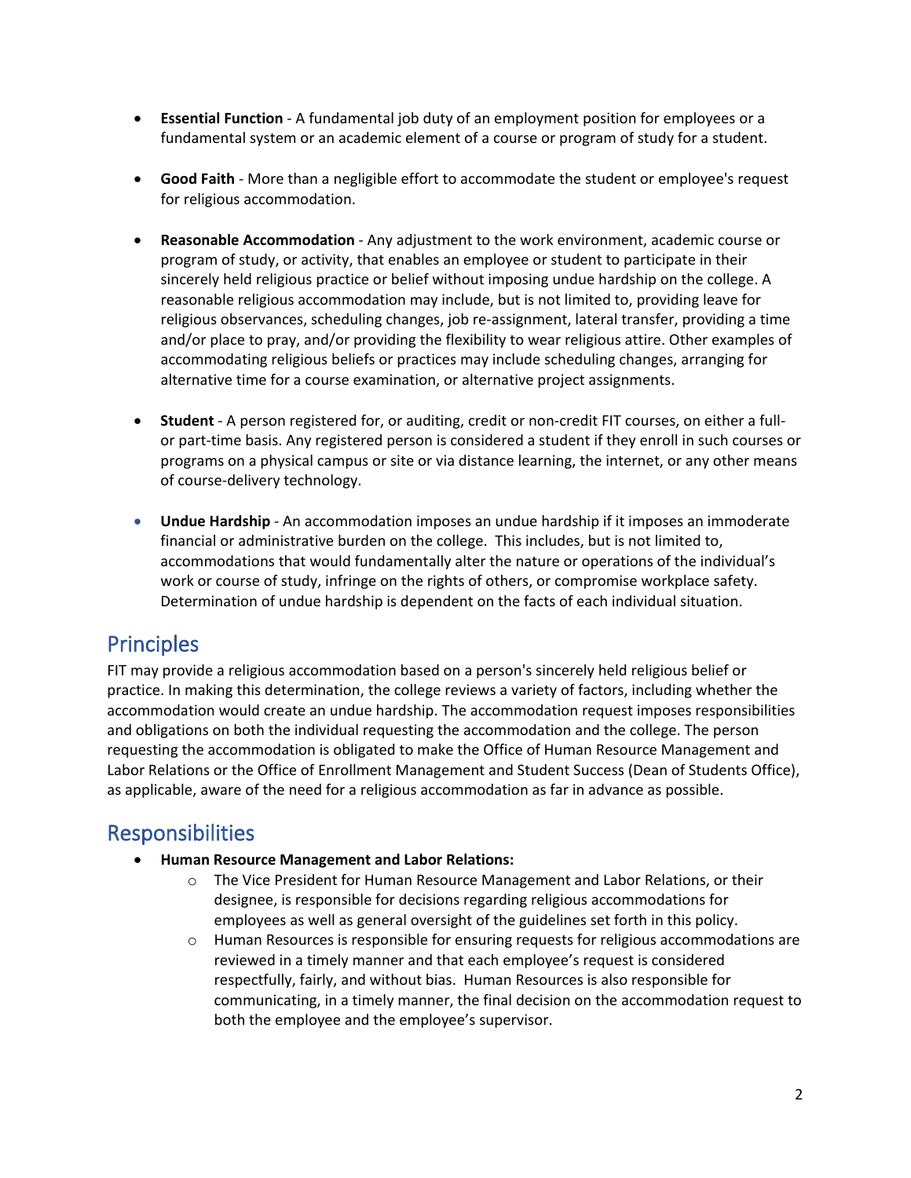- **Essential Function** - A fundamental job duty of an employment position for employees or a fundamental system or an academic element of a course or program of study for a student.

- **Good Faith** - More than a negligible effort to accommodate the student or employee's request for religious accommodation.

- **Reasonable Accommodation** - Any adjustment to the work environment, academic course or program of study, or activity, that enables an employee or student to participate in their sincerely held religious practice or belief without imposing undue hardship on the college. A reasonable religious accommodation may include, but is not limited to, providing leave for religious observances, scheduling changes, job re-assignment, lateral transfer, providing a time and/or place to pray, and/or providing the flexibility to wear religious attire. Other examples of accommodating religious beliefs or practices may include scheduling changes, arranging for alternative time for a course examination, or alternative project assignments.

- **Student** - A person registered for, or auditing, credit or non-credit FIT courses, on either a full- or part-time basis. Any registered person is considered a student if they enroll in such courses or programs on a physical campus or site or via distance learning, the internet, or any other means of course-delivery technology.

- **Undue Hardship** - An accommodation imposes an undue hardship if it imposes an immoderate financial or administrative burden on the college. This includes, but is not limited to, accommodations that would fundamentally alter the nature or operations of the individual's work or course of study, infringe on the rights of others, or compromise workplace safety. Determination of undue hardship is dependent on the facts of each individual situation.

## Principles

FIT may provide a religious accommodation based on a person's sincerely held religious belief or practice. In making this determination, the college reviews a variety of factors, including whether the accommodation would create an undue hardship. The accommodation request imposes responsibilities and obligations on both the individual requesting the accommodation and the college. The person requesting the accommodation is obligated to make the Office of Human Resource Management and Labor Relations or the Office of Enrollment Management and Student Success (Dean of Students Office), as applicable, aware of the need for a religious accommodation as far in advance as possible.

## Responsibilities

- **Human Resource Management and Labor Relations:**
  - The Vice President for Human Resource Management and Labor Relations, or their designee, is responsible for decisions regarding religious accommodations for employees as well as general oversight of the guidelines set forth in this policy.
  - Human Resources is responsible for ensuring requests for religious accommodations are reviewed in a timely manner and that each employee's request is considered respectfully, fairly, and without bias. Human Resources is also responsible for communicating, in a timely manner, the final decision on the accommodation request to both the employee and the employee's supervisor.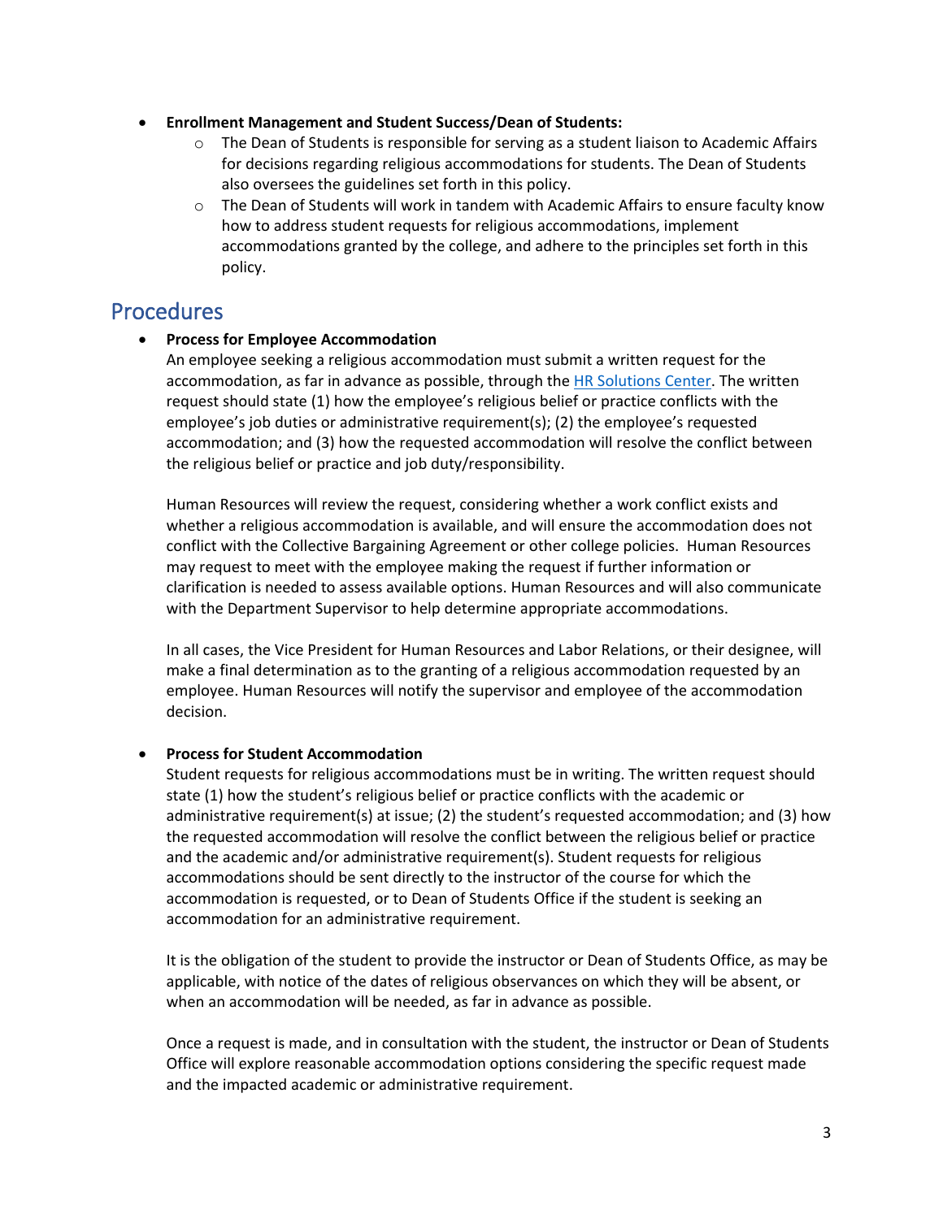- **Enrollment Management and Student Success/Dean of Students:**
    - The Dean of Students is responsible for serving as a student liaison to Academic Affairs for decisions regarding religious accommodations for students. The Dean of Students also oversees the guidelines set forth in this policy.
    - The Dean of Students will work in tandem with Academic Affairs to ensure faculty know how to address student requests for religious accommodations, implement accommodations granted by the college, and adhere to the principles set forth in this policy.

## Procedures

- **Process for Employee Accommodation**

  An employee seeking a religious accommodation must submit a written request for the accommodation, as far in advance as possible, through the HR Solutions Center. The written request should state (1) how the employee's religious belief or practice conflicts with the employee's job duties or administrative requirement(s); (2) the employee's requested accommodation; and (3) how the requested accommodation will resolve the conflict between the religious belief or practice and job duty/responsibility.

  Human Resources will review the request, considering whether a work conflict exists and whether a religious accommodation is available, and will ensure the accommodation does not conflict with the Collective Bargaining Agreement or other college policies. Human Resources may request to meet with the employee making the request if further information or clarification is needed to assess available options. Human Resources and will also communicate with the Department Supervisor to help determine appropriate accommodations.

  In all cases, the Vice President for Human Resources and Labor Relations, or their designee, will make a final determination as to the granting of a religious accommodation requested by an employee. Human Resources will notify the supervisor and employee of the accommodation decision.

- **Process for Student Accommodation**

  Student requests for religious accommodations must be in writing. The written request should state (1) how the student's religious belief or practice conflicts with the academic or administrative requirement(s) at issue; (2) the student's requested accommodation; and (3) how the requested accommodation will resolve the conflict between the religious belief or practice and the academic and/or administrative requirement(s). Student requests for religious accommodations should be sent directly to the instructor of the course for which the accommodation is requested, or to Dean of Students Office if the student is seeking an accommodation for an administrative requirement.

  It is the obligation of the student to provide the instructor or Dean of Students Office, as may be applicable, with notice of the dates of religious observances on which they will be absent, or when an accommodation will be needed, as far in advance as possible.

  Once a request is made, and in consultation with the student, the instructor or Dean of Students Office will explore reasonable accommodation options considering the specific request made and the impacted academic or administrative requirement.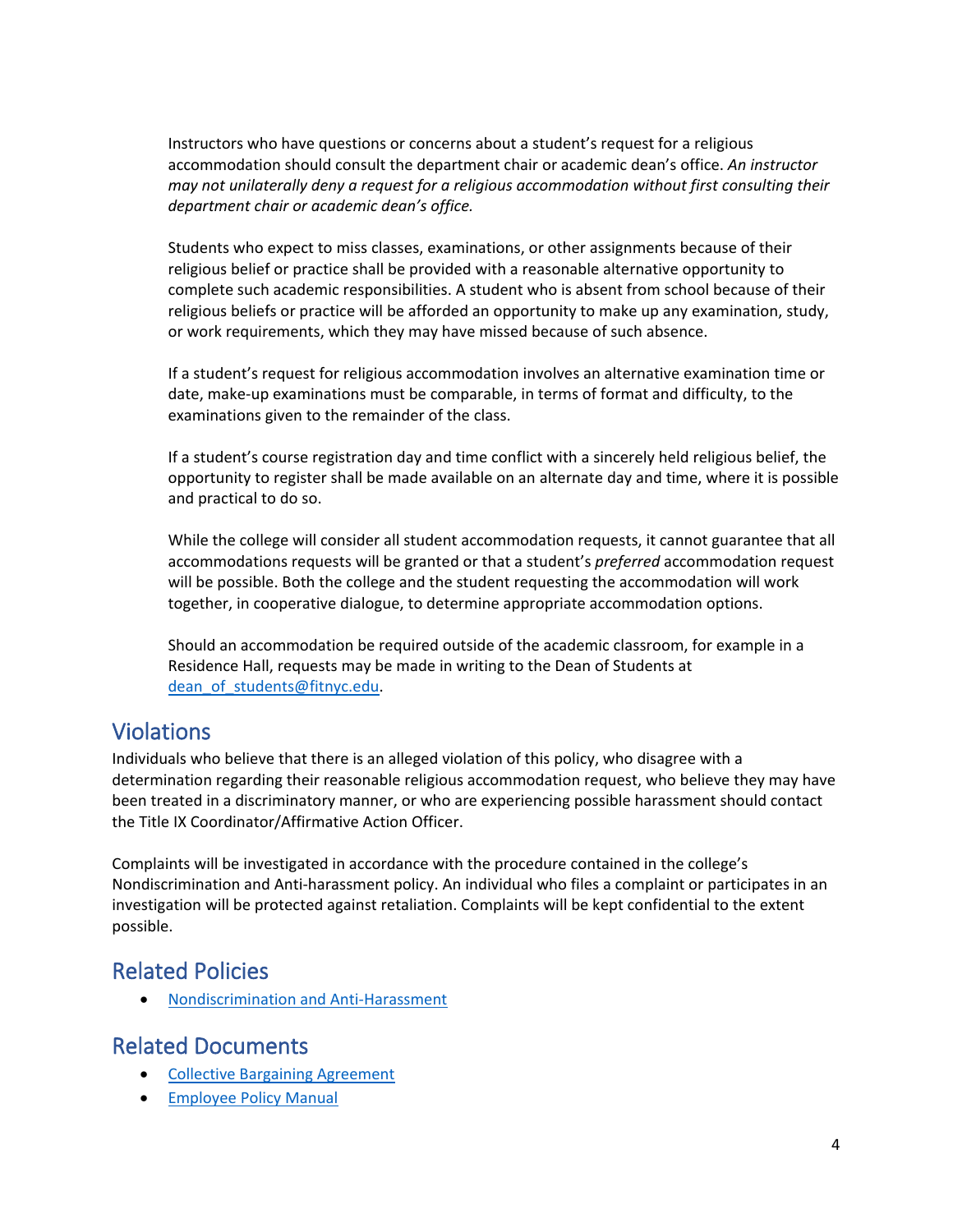Instructors who have questions or concerns about a student's request for a religious accommodation should consult the department chair or academic dean's office. *An instructor may not unilaterally deny a request for a religious accommodation without first consulting their department chair or academic dean's office.*

Students who expect to miss classes, examinations, or other assignments because of their religious belief or practice shall be provided with a reasonable alternative opportunity to complete such academic responsibilities. A student who is absent from school because of their religious beliefs or practice will be afforded an opportunity to make up any examination, study, or work requirements, which they may have missed because of such absence.

If a student's request for religious accommodation involves an alternative examination time or date, make-up examinations must be comparable, in terms of format and difficulty, to the examinations given to the remainder of the class.

If a student's course registration day and time conflict with a sincerely held religious belief, the opportunity to register shall be made available on an alternate day and time, where it is possible and practical to do so.

While the college will consider all student accommodation requests, it cannot guarantee that all accommodations requests will be granted or that a student's *preferred* accommodation request will be possible. Both the college and the student requesting the accommodation will work together, in cooperative dialogue, to determine appropriate accommodation options.

Should an accommodation be required outside of the academic classroom, for example in a Residence Hall, requests may be made in writing to the Dean of Students at [dean_of_students@fitnyc.edu](mailto:dean_of_students@fitnyc.edu).

## Violations

Individuals who believe that there is an alleged violation of this policy, who disagree with a determination regarding their reasonable religious accommodation request, who believe they may have been treated in a discriminatory manner, or who are experiencing possible harassment should contact the Title IX Coordinator/Affirmative Action Officer.

Complaints will be investigated in accordance with the procedure contained in the college's Nondiscrimination and Anti-harassment policy. An individual who files a complaint or participates in an investigation will be protected against retaliation. Complaints will be kept confidential to the extent possible.

## Related Policies

- Nondiscrimination and Anti-Harassment

## Related Documents

- Collective Bargaining Agreement
- Employee Policy Manual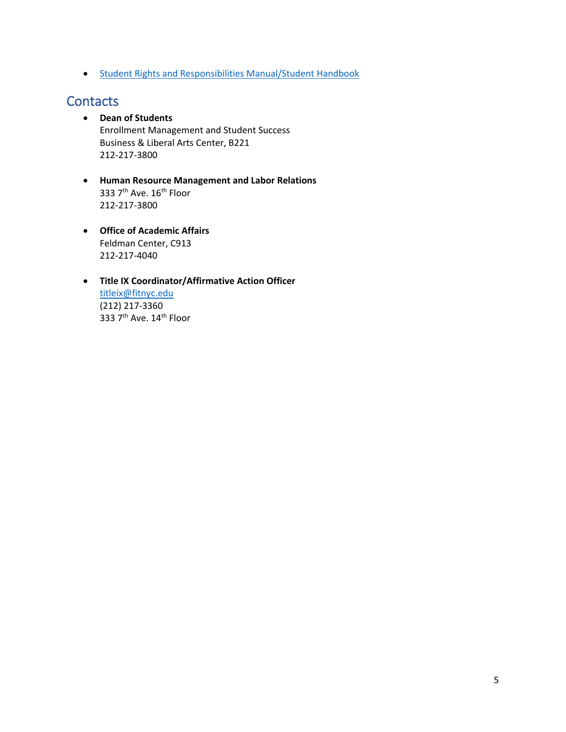- [Student Rights and Responsibilities Manual/Student Handbook]

## Contacts

- **Dean of Students**
  Enrollment Management and Student Success
  Business & Liberal Arts Center, B221
  212-217-3800

- **Human Resource Management and Labor Relations**
  333 7th Ave. 16th Floor
  212-217-3800

- **Office of Academic Affairs**
  Feldman Center, C913
  212-217-4040

- **Title IX Coordinator/Affirmative Action Officer**
  titleix@fitnyc.edu
  (212) 217-3360
  333 7th Ave. 14th Floor